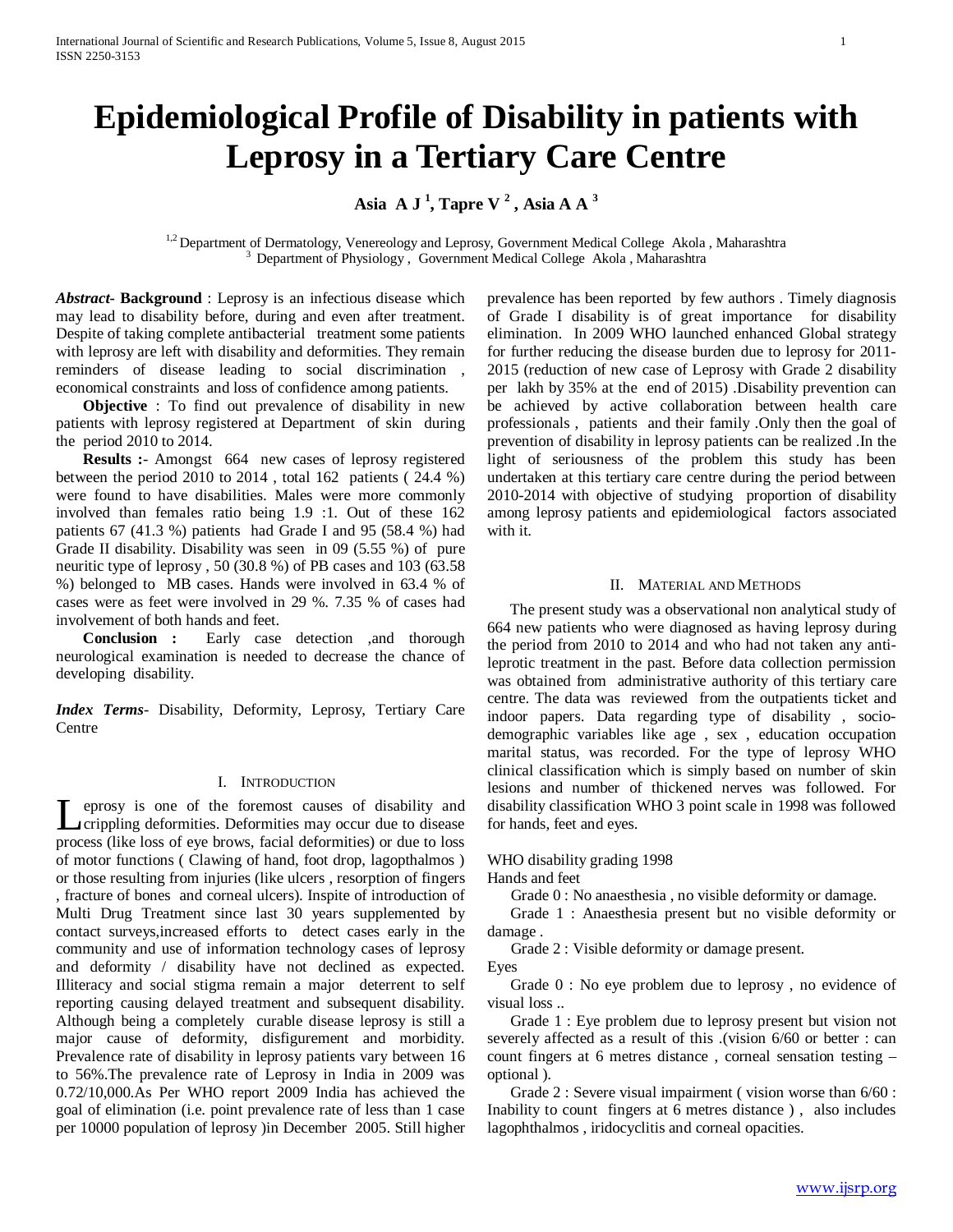# Epidemiological Profile of Disability in patients with Leprosy in a Tertiary Care Centre

**Asia A J [1], Tapre V [2], Asia A A [3]**

[1,2] Department of Dermatology, Venereology and Leprosy, Government Medical College Akola, Maharashtra
[3] Department of Physiology, Government Medical College Akola, Maharashtra

***Abstract*- Background** : Leprosy is an infectious disease which may lead to disability before, during and even after treatment. Despite of taking complete antibacterial treatment some patients with leprosy are left with disability and deformities. They remain reminders of disease leading to social discrimination , economical constraints and loss of confidence among patients.

**Objective** : To find out prevalence of disability in new patients with leprosy registered at Department of skin during the period 2010 to 2014.

**Results :**- Amongst 664 new cases of leprosy registered between the period 2010 to 2014 , total 162 patients ( 24.4 %) were found to have disabilities. Males were more commonly involved than females ratio being 1.9 :1. Out of these 162 patients 67 (41.3 %) patients had Grade I and 95 (58.4 %) had Grade II disability. Disability was seen in 09 (5.55 %) of pure neuritic type of leprosy , 50 (30.8 %) of PB cases and 103 (63.58 %) belonged to MB cases. Hands were involved in 63.4 % of cases were as feet were involved in 29 %. 7.35 % of cases had involvement of both hands and feet.

**Conclusion :** Early case detection ,and thorough neurological examination is needed to decrease the chance of developing disability.

***Index Terms***- Disability, Deformity, Leprosy, Tertiary Care Centre

## I. Introduction

Leprosy is one of the foremost causes of disability and crippling deformities. Deformities may occur due to disease process (like loss of eye brows, facial deformities) or due to loss of motor functions ( Clawing of hand, foot drop, lagopthalmos ) or those resulting from injuries (like ulcers , resorption of fingers , fracture of bones and corneal ulcers). Inspite of introduction of Multi Drug Treatment since last 30 years supplemented by contact surveys,increased efforts to detect cases early in the community and use of information technology cases of leprosy and deformity / disability have not declined as expected. Illiteracy and social stigma remain a major deterrent to self reporting causing delayed treatment and subsequent disability. Although being a completely curable disease leprosy is still a major cause of deformity, disfigurement and morbidity. Prevalence rate of disability in leprosy patients vary between 16 to 56%.The prevalence rate of Leprosy in India in 2009 was 0.72/10,000.As Per WHO report 2009 India has achieved the goal of elimination (i.e. point prevalence rate of less than 1 case per 10000 population of leprosy )in December 2005. Still higher prevalence has been reported by few authors . Timely diagnosis of Grade I disability is of great importance for disability elimination. In 2009 WHO launched enhanced Global strategy for further reducing the disease burden due to leprosy for 2011-2015 (reduction of new case of Leprosy with Grade 2 disability per lakh by 35% at the end of 2015) .Disability prevention can be achieved by active collaboration between health care professionals , patients and their family .Only then the goal of prevention of disability in leprosy patients can be realized .In the light of seriousness of the problem this study has been undertaken at this tertiary care centre during the period between 2010-2014 with objective of studying proportion of disability among leprosy patients and epidemiological factors associated with it.

## II. Material and Methods

The present study was a observational non analytical study of 664 new patients who were diagnosed as having leprosy during the period from 2010 to 2014 and who had not taken any anti-leprotic treatment in the past. Before data collection permission was obtained from administrative authority of this tertiary care centre. The data was reviewed from the outpatients ticket and indoor papers. Data regarding type of disability , socio-demographic variables like age , sex , education occupation marital status, was recorded. For the type of leprosy WHO clinical classification which is simply based on number of skin lesions and number of thickened nerves was followed. For disability classification WHO 3 point scale in 1998 was followed for hands, feet and eyes.

WHO disability grading 1998

Hands and feet

Grade 0 : No anaesthesia , no visible deformity or damage.

Grade 1 : Anaesthesia present but no visible deformity or damage .

Grade 2 : Visible deformity or damage present.

Eyes

Grade 0 : No eye problem due to leprosy , no evidence of visual loss ..

Grade 1 : Eye problem due to leprosy present but vision not severely affected as a result of this .(vision 6/60 or better : can count fingers at 6 metres distance , corneal sensation testing – optional ).

Grade 2 : Severe visual impairment ( vision worse than 6/60 : Inability to count fingers at 6 metres distance ) , also includes lagophthalmos , iridocyclitis and corneal opacities.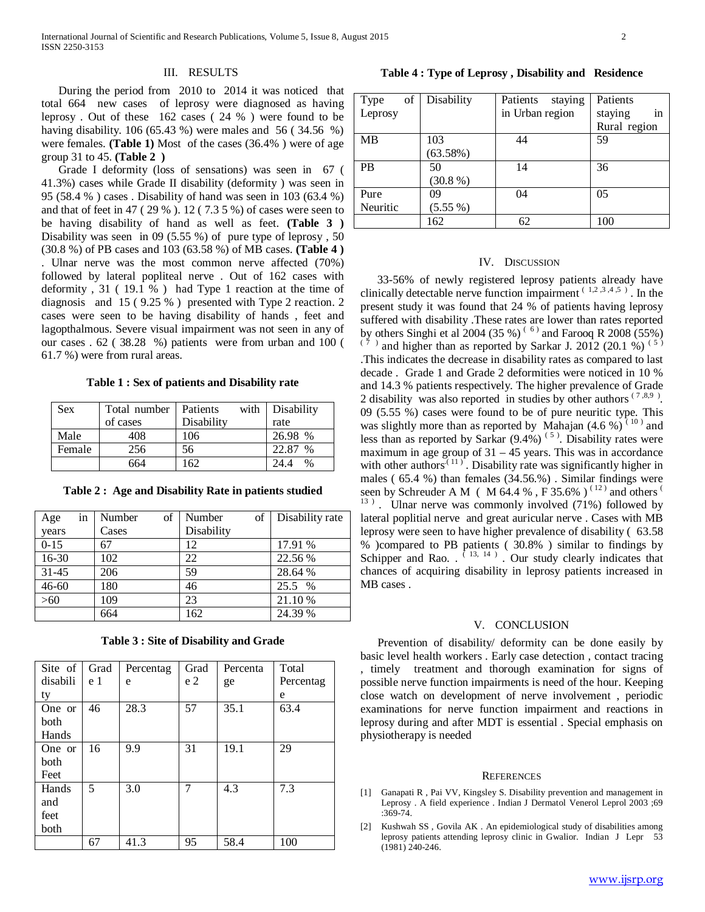## III. RESULTS

During the period from 2010 to 2014 it was noticed that total 664 new cases of leprosy were diagnosed as having leprosy . Out of these 162 cases ( 24 % ) were found to be having disability. 106 (65.43 %) were males and 56 ( 34.56 %) were females. **(Table 1)** Most of the cases (36.4% ) were of age group 31 to 45. **(Table 2 )**

Grade I deformity (loss of sensations) was seen in 67 ( 41.3%) cases while Grade II disability (deformity ) was seen in 95 (58.4 % ) cases . Disability of hand was seen in 103 (63.4 %) and that of feet in 47 ( 29 % ). 12 ( 7.3 5 %) of cases were seen to be having disability of hand as well as feet. **(Table 3 )** Disability was seen in 09 (5.55 %) of pure type of leprosy , 50 (30.8 %) of PB cases and 103 (63.58 %) of MB cases. **(Table 4 )** . Ulnar nerve was the most common nerve affected (70%) followed by lateral popliteal nerve . Out of 162 cases with deformity , 31 ( 19.1 % ) had Type 1 reaction at the time of diagnosis and 15 ( 9.25 % ) presented with Type 2 reaction. 2 cases were seen to be having disability of hands , feet and lagopthalmous. Severe visual impairment was not seen in any of our cases . 62 ( 38.28 %) patients were from urban and 100 ( 61.7 %) were from rural areas.

**Table 1 : Sex of patients and Disability rate**

| Sex | Total number of cases | Patients with Disability | Disability rate |
|---|---|---|---|
| Male | 408 | 106 | 26.98 % |
| Female | 256 | 56 | 22.87 % |
| | 664 | 162 | 24.4 % |

**Table 2 : Age and Disability Rate in patients studied**

| Age in years | Number of Cases | Number of Disability | Disability rate |
|---|---|---|---|
| 0-15 | 67 | 12 | 17.91 % |
| 16-30 | 102 | 22 | 22.56 % |
| 31-45 | 206 | 59 | 28.64 % |
| 46-60 | 180 | 46 | 25.5 % |
| >60 | 109 | 23 | 21.10 % |
| | 664 | 162 | 24.39 % |

**Table 3 : Site of Disability and Grade**

| Site of disability | Grade 1 | Percentage | Grade 2 | Percentage | Total Percentage |
|---|---|---|---|---|---|
| One or both Hands | 46 | 28.3 | 57 | 35.1 | 63.4 |
| One or both Feet | 16 | 9.9 | 31 | 19.1 | 29 |
| Hands and feet both | 5 | 3.0 | 7 | 4.3 | 7.3 |
| | 67 | 41.3 | 95 | 58.4 | 100 |

**Table 4 : Type of Leprosy , Disability and Residence**

| Type of Leprosy | Disability | Patients staying in Urban region | Patients staying in Rural region |
|---|---|---|---|
| MB | 103 (63.58%) | 44 | 59 |
| PB | 50 (30.8 %) | 14 | 36 |
| Pure Neuritic | 09 (5.55 %) | 04 | 05 |
| | 162 | 62 | 100 |

## IV. DISCUSSION

33-56% of newly registered leprosy patients already have clinically detectable nerve function impairment [1,2,3,4,5] . In the present study it was found that 24 % of patients having leprosy suffered with disability .These rates are lower than rates reported by others Singhi et al 2004 (35 %) [6] and Farooq R 2008 (55%) [7] and higher than as reported by Sarkar J. 2012 (20.1 %) [5] .This indicates the decrease in disability rates as compared to last decade . Grade 1 and Grade 2 deformities were noticed in 10 % and 14.3 % patients respectively. The higher prevalence of Grade 2 disability was also reported in studies by other authors [7,8,9]. 09 (5.55 %) cases were found to be of pure neuritic type. This was slightly more than as reported by Mahajan (4.6 %) [10] and less than as reported by Sarkar (9.4%) [5]. Disability rates were maximum in age group of 31 – 45 years. This was in accordance with other authors [11] . Disability rate was significantly higher in males ( 65.4 %) than females (34.56.%) . Similar findings were seen by Schreuder A M ( M 64.4 % , F 35.6% ) [12] and others [13] . Ulnar nerve was commonly involved (71%) followed by lateral poplitial nerve and great auricular nerve . Cases with MB leprosy were seen to have higher prevalence of disability ( 63.58 % )compared to PB patients ( 30.8% ) similar to findings by Schipper and Rao. . [13, 14] . Our study clearly indicates that chances of acquiring disability in leprosy patients increased in MB cases .

## V. CONCLUSION

Prevention of disability/ deformity can be done easily by basic level health workers . Early case detection , contact tracing , timely treatment and thorough examination for signs of possible nerve function impairments is need of the hour. Keeping close watch on development of nerve involvement , periodic examinations for nerve function impairment and reactions in leprosy during and after MDT is essential . Special emphasis on physiotherapy is needed

## REFERENCES

[1] Ganapati R , Pai VV, Kingsley S. Disability prevention and management in Leprosy . A field experience . Indian J Dermatol Venerol Leprol 2003 ;69 :369-74.

[2] Kushwah SS , Govila AK . An epidemiological study of disabilities among leprosy patients attending leprosy clinic in Gwalior. Indian J Lepr 53 (1981) 240-246.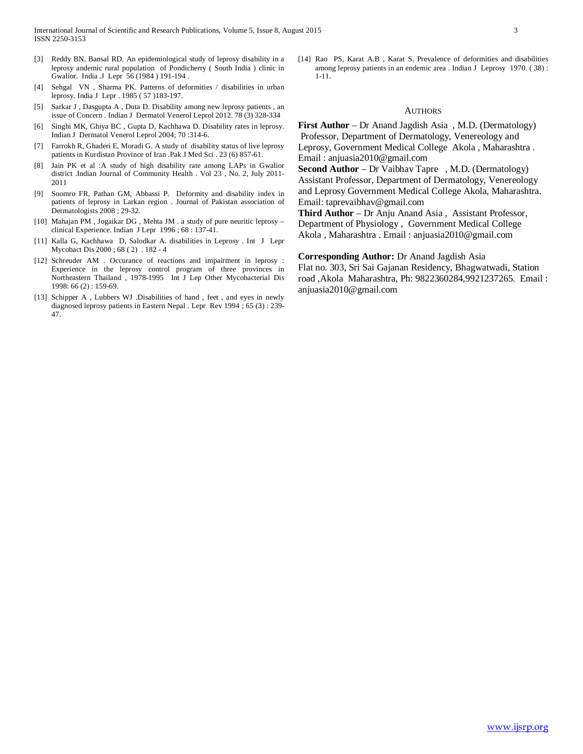[3] Reddy BN, Bansal RD. An epidemiological study of leprosy disability in a leprosy andemic rural population of Pondicherry ( South India ) clinic in Gwalior. India .J Lepr 56 (1984 ) 191-194 .

[4] Sehgal VN , Sharma PK. Patterns of deformities / disabilities in urban leprosy. India J Lepr . 1985 ( 57 )183-197.

[5] Sarkar J , Dasgupta A , Duta D. Disability among new leprosy patients , an issue of Concern . Indian J Dermatol Venerol Leprol 2012. 78 (3) 328-334

[6] Singhi MK, Ghiya BC , Gupta D, Kachhawa D. Disability rates in leprosy. Indian J Dermatol Venerol Leprol 2004; 70 :314-6.

[7] Farrokh R, Ghaderi E, Moradi G. A study of disability status of live leprosy patients in Kurdistan Province of Iran .Pak J Med Sci . 23 (6) 857-61.

[8] Jain PK et al :A study of high disability rate among LAPs in Gwalior district .Indian Journal of Community Health . Vol 23 , No. 2, July 2011-2011

[9] Soomro FR, Pathan GM, Abbassi P. Deformity and disability index in patients of leprosy in Larkan region . Journal of Pakistan association of Dermatologists 2008 ; 29-32.

[10] Mahajan PM , Jogaikar DG , Mehta JM . a study of pure neuritic leprosy – clinical Experience. Indian J Lepr 1996 ; 68 : 137-41.

[11] Kalla G, Kachhawa D, Salodkar A. disabilities in Leprosy . Int J Lepr Mycobact Dis 2000 ; 68 ( 2) . 182 - 4

[12] Schreuder AM . Occurance of reactions and impairment in leprosy : Experience in the leprosy control program of three provinces in Northeastern Thailand , 1978-1995 Int J Lep Other Mycobacterial Dis 1998: 66 (2) : 159-69.

[13] Schipper A , Lubbers WJ .Disabilities of hand , feet , and eyes in newly diagnosed leprosy patients in Eastern Nepal . Lepr Rev 1994 ; 65 (3) : 239-47.

[14] Rao PS, Karat A.B , Karat S. Prevalence of deformities and disabilities among leprosy patients in an endemic area . Indian J Leprosy 1970. ( 38) : 1-11.

## Authors

**First Author** – Dr Anand Jagdish Asia , M.D. (Dermatology) Professor, Department of Dermatology, Venereology and Leprosy, Government Medical College Akola , Maharashtra . Email : anjuasia2010@gmail.com

**Second Author** – Dr Vaibhav Tapre , M.D. (Dermatology) Assistant Professor, Department of Dermatology, Venereology and Leprosy Government Medical College Akola, Maharashtra. Email: taprevaibhav@gmail.com

**Third Author** – Dr Anju Anand Asia , Assistant Professor, Department of Physiology , Government Medical College Akola , Maharashtra . Email : anjuasia2010@gmail.com

**Corresponding Author:** Dr Anand Jagdish Asia
Flat no. 303, Sri Sai Gajanan Residency, Bhagwatwadi, Station road ,Akola Maharashtra, Ph: 9822360284,9921237265. Email : anjuasia2010@gmail.com